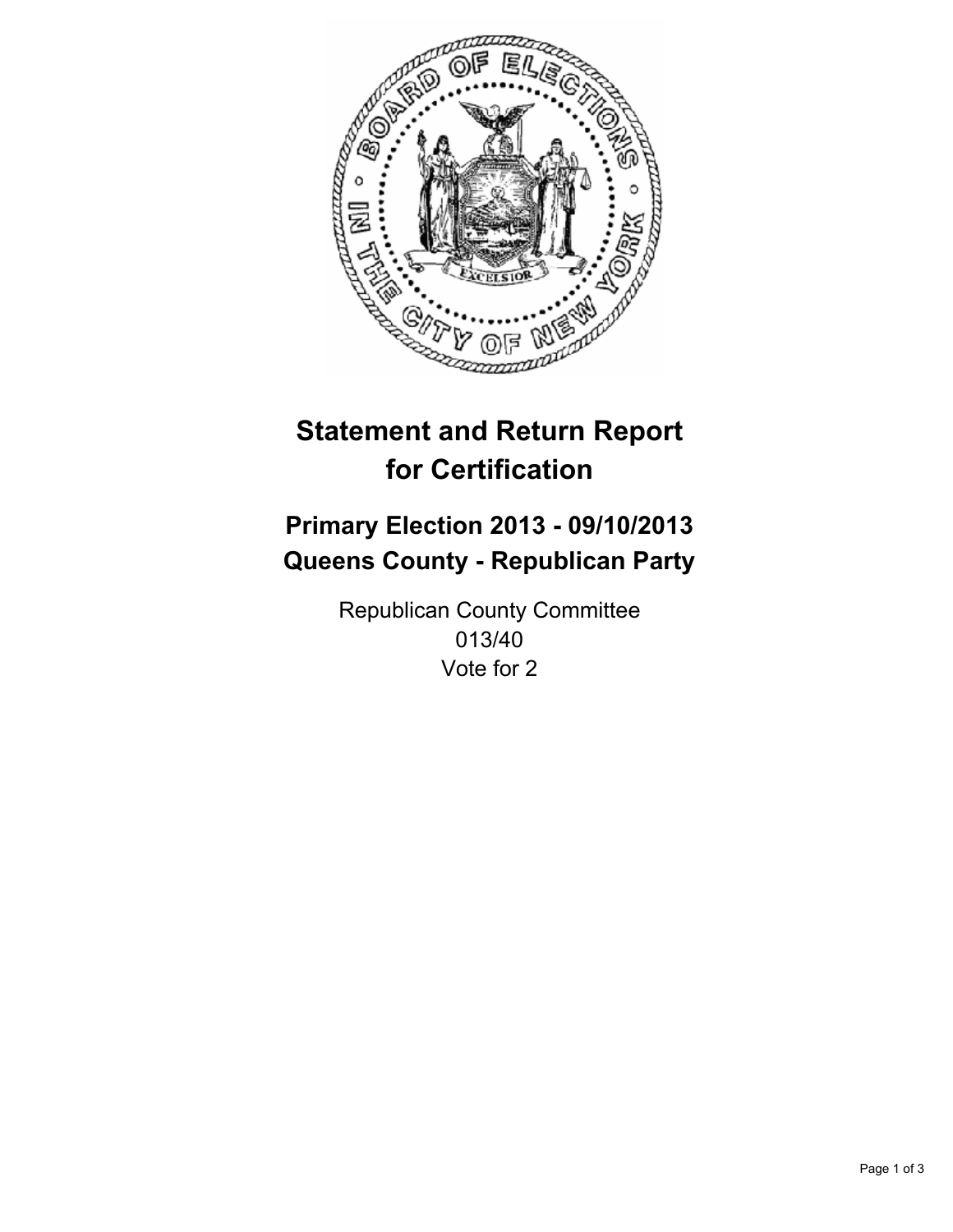# Statement and Return Report for Certification

## Primary Election 2013 - 09/10/2013
## Queens County - Republican Party

Republican County Committee
013/40
Vote for 2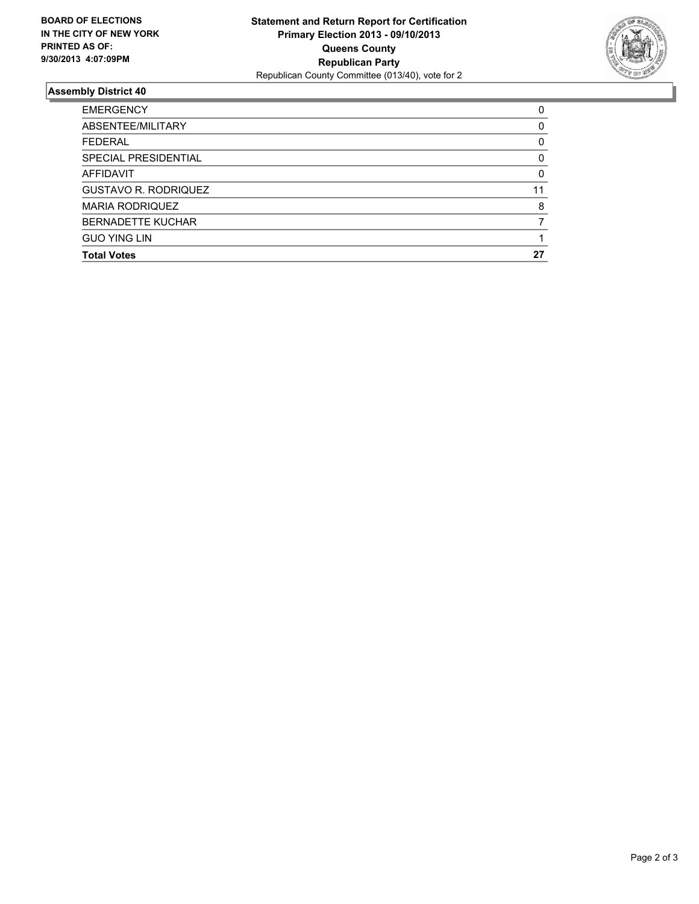**BOARD OF ELECTIONS**
**IN THE CITY OF NEW YORK**
**PRINTED AS OF:**
**9/30/2013 4:07:09PM**

**Statement and Return Report for Certification**
**Primary Election 2013 - 09/10/2013**
**Queens County**
**Republican Party**
Republican County Committee (013/40), vote for 2

## Assembly District 40

| | |
|---|---|
| EMERGENCY | 0 |
| ABSENTEE/MILITARY | 0 |
| FEDERAL | 0 |
| SPECIAL PRESIDENTIAL | 0 |
| AFFIDAVIT | 0 |
| GUSTAVO R. RODRIQUEZ | 11 |
| MARIA RODRIQUEZ | 8 |
| BERNADETTE KUCHAR | 7 |
| GUO YING LIN | 1 |
| **Total Votes** | **27** |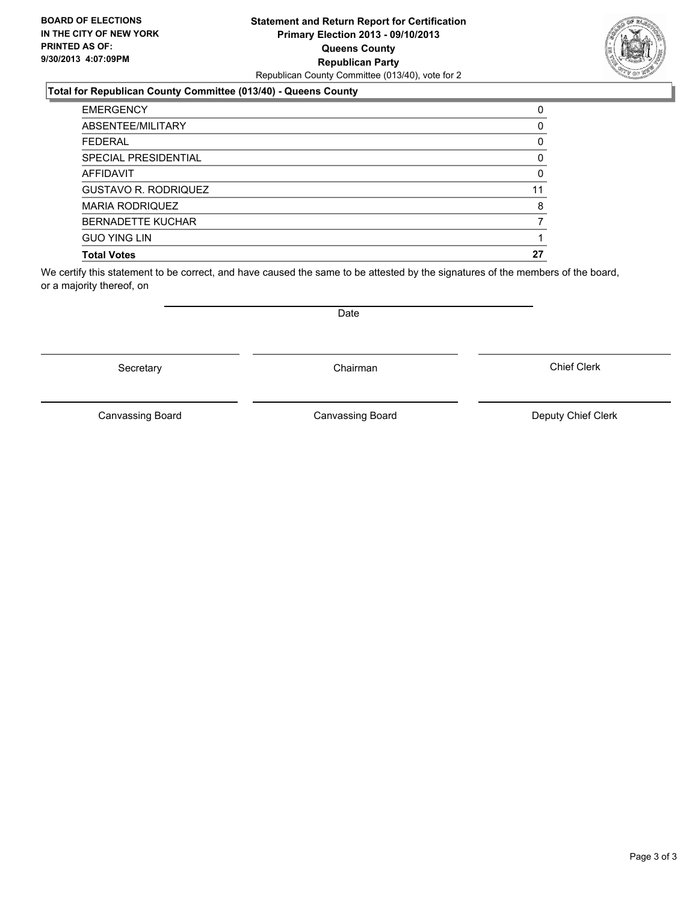**BOARD OF ELECTIONS IN THE CITY OF NEW YORK PRINTED AS OF: 9/30/2013 4:07:09PM**

**Statement and Return Report for Certification Primary Election 2013 - 09/10/2013 Queens County Republican Party**

Republican County Committee (013/40), vote for 2

### Total for Republican County Committee (013/40) - Queens County

| | |
|---|---|
| EMERGENCY | 0 |
| ABSENTEE/MILITARY | 0 |
| FEDERAL | 0 |
| SPECIAL PRESIDENTIAL | 0 |
| AFFIDAVIT | 0 |
| GUSTAVO R. RODRIQUEZ | 11 |
| MARIA RODRIQUEZ | 8 |
| BERNADETTE KUCHAR | 7 |
| GUO YING LIN | 1 |
| **Total Votes** | **27** |

We certify this statement to be correct, and have caused the same to be attested by the signatures of the members of the board, or a majority thereof, on

Date

Secretary

Chairman

Chief Clerk

Canvassing Board

Canvassing Board

Deputy Chief Clerk